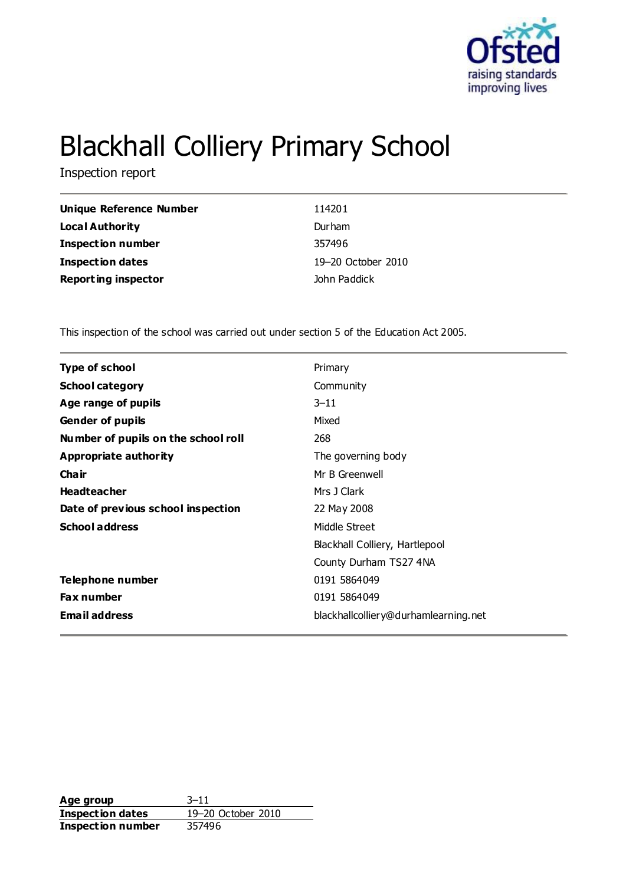# Blackhall Colliery Primary School

Inspection report

| | |
|---|---|
| **Unique Reference Number** | 114201 |
| **Local Authority** | Durham |
| **Inspection number** | 357496 |
| **Inspection dates** | 19–20 October 2010 |
| **Reporting inspector** | John Paddick |

This inspection of the school was carried out under section 5 of the Education Act 2005.

| | |
|---|---|
| **Type of school** | Primary |
| **School category** | Community |
| **Age range of pupils** | 3–11 |
| **Gender of pupils** | Mixed |
| **Number of pupils on the school roll** | 268 |
| **Appropriate authority** | The governing body |
| **Chair** | Mr B Greenwell |
| **Headteacher** | Mrs J Clark |
| **Date of previous school inspection** | 22 May 2008 |
| **School address** | Middle Street<br>Blackhall Colliery, Hartlepool<br>County Durham TS27 4NA |
| **Telephone number** | 0191 5864049 |
| **Fax number** | 0191 5864049 |
| **Email address** | blackhallcolliery@durhamlearning.net |

| | |
|---|---|
| **Age group** | 3–11 |
| **Inspection dates** | 19–20 October 2010 |
| **Inspection number** | 357496 |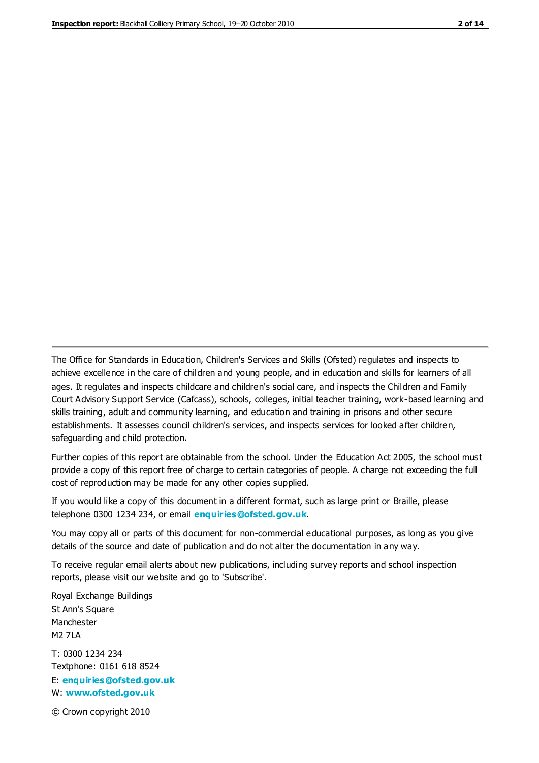The Office for Standards in Education, Children's Services and Skills (Ofsted) regulates and inspects to achieve excellence in the care of children and young people, and in education and skills for learners of all ages. It regulates and inspects childcare and children's social care, and inspects the Children and Family Court Advisory Support Service (Cafcass), schools, colleges, initial teacher training, work-based learning and skills training, adult and community learning, and education and training in prisons and other secure establishments. It assesses council children's services, and inspects services for looked after children, safeguarding and child protection.

Further copies of this report are obtainable from the school. Under the Education Act 2005, the school must provide a copy of this report free of charge to certain categories of people. A charge not exceeding the full cost of reproduction may be made for any other copies supplied.

If you would like a copy of this document in a different format, such as large print or Braille, please telephone 0300 1234 234, or email **enquiries@ofsted.gov.uk**.

You may copy all or parts of this document for non-commercial educational purposes, as long as you give details of the source and date of publication and do not alter the documentation in any way.

To receive regular email alerts about new publications, including survey reports and school inspection reports, please visit our website and go to 'Subscribe'.

Royal Exchange Buildings
St Ann's Square
Manchester
M2 7LA

T: 0300 1234 234
Textphone: 0161 618 8524
E: **enquiries@ofsted.gov.uk**
W: **www.ofsted.gov.uk**

© Crown copyright 2010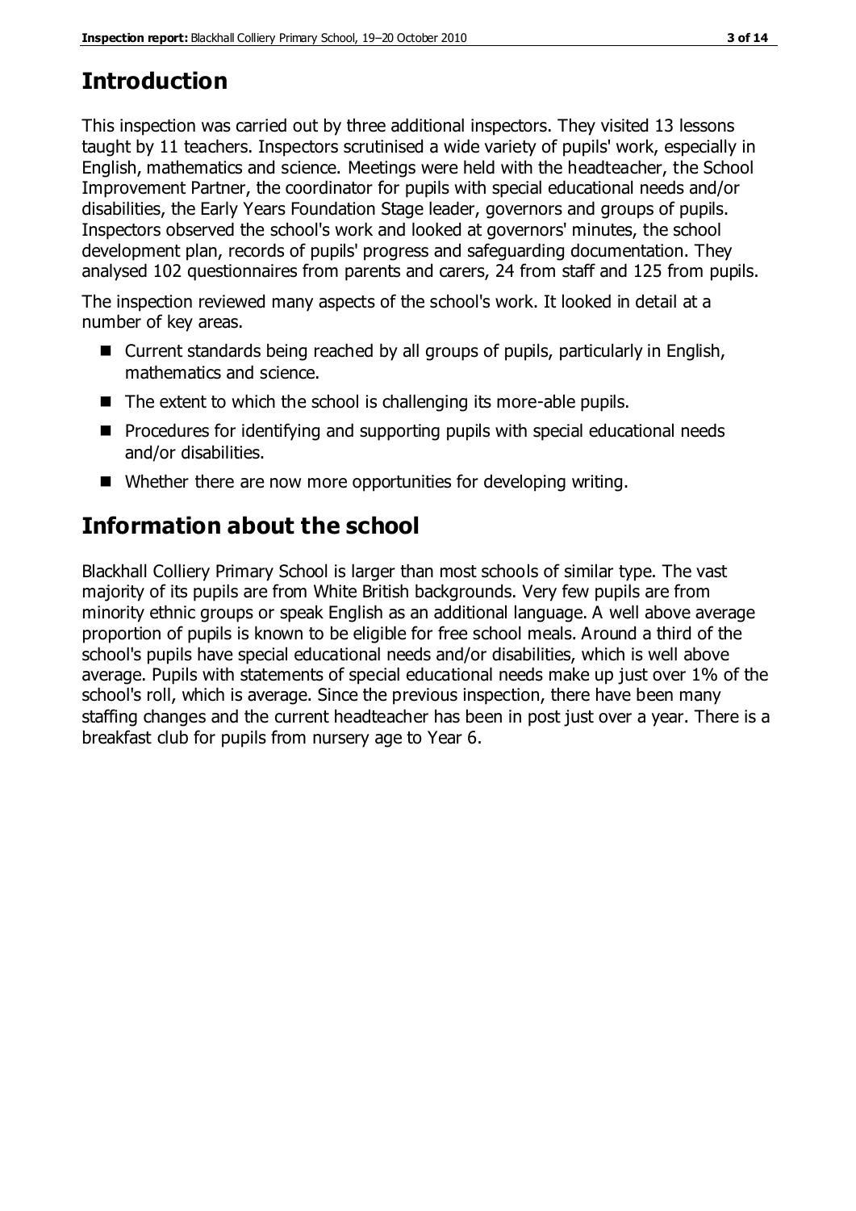# Introduction

This inspection was carried out by three additional inspectors. They visited 13 lessons taught by 11 teachers. Inspectors scrutinised a wide variety of pupils' work, especially in English, mathematics and science. Meetings were held with the headteacher, the School Improvement Partner, the coordinator for pupils with special educational needs and/or disabilities, the Early Years Foundation Stage leader, governors and groups of pupils. Inspectors observed the school's work and looked at governors' minutes, the school development plan, records of pupils' progress and safeguarding documentation. They analysed 102 questionnaires from parents and carers, 24 from staff and 125 from pupils.

The inspection reviewed many aspects of the school's work. It looked in detail at a number of key areas.

- Current standards being reached by all groups of pupils, particularly in English, mathematics and science.
- The extent to which the school is challenging its more-able pupils.
- Procedures for identifying and supporting pupils with special educational needs and/or disabilities.
- Whether there are now more opportunities for developing writing.

# Information about the school

Blackhall Colliery Primary School is larger than most schools of similar type. The vast majority of its pupils are from White British backgrounds. Very few pupils are from minority ethnic groups or speak English as an additional language. A well above average proportion of pupils is known to be eligible for free school meals. Around a third of the school's pupils have special educational needs and/or disabilities, which is well above average. Pupils with statements of special educational needs make up just over 1% of the school's roll, which is average. Since the previous inspection, there have been many staffing changes and the current headteacher has been in post just over a year. There is a breakfast club for pupils from nursery age to Year 6.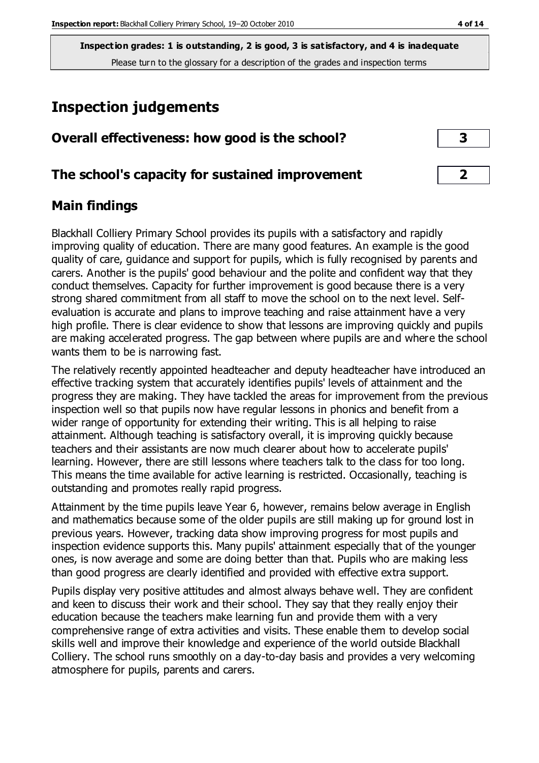**Inspection grades: 1 is outstanding, 2 is good, 3 is satisfactory, and 4 is inadequate**
Please turn to the glossary for a description of the grades and inspection terms

# Inspection judgements

| Overall effectiveness: how good is the school? | 3 |
|---|---|
| **The school's capacity for sustained improvement** | **2** |

## Main findings

Blackhall Colliery Primary School provides its pupils with a satisfactory and rapidly improving quality of education. There are many good features. An example is the good quality of care, guidance and support for pupils, which is fully recognised by parents and carers. Another is the pupils' good behaviour and the polite and confident way that they conduct themselves. Capacity for further improvement is good because there is a very strong shared commitment from all staff to move the school on to the next level. Self-evaluation is accurate and plans to improve teaching and raise attainment have a very high profile. There is clear evidence to show that lessons are improving quickly and pupils are making accelerated progress. The gap between where pupils are and where the school wants them to be is narrowing fast.

The relatively recently appointed headteacher and deputy headteacher have introduced an effective tracking system that accurately identifies pupils' levels of attainment and the progress they are making. They have tackled the areas for improvement from the previous inspection well so that pupils now have regular lessons in phonics and benefit from a wider range of opportunity for extending their writing. This is all helping to raise attainment. Although teaching is satisfactory overall, it is improving quickly because teachers and their assistants are now much clearer about how to accelerate pupils' learning. However, there are still lessons where teachers talk to the class for too long. This means the time available for active learning is restricted. Occasionally, teaching is outstanding and promotes really rapid progress.

Attainment by the time pupils leave Year 6, however, remains below average in English and mathematics because some of the older pupils are still making up for ground lost in previous years. However, tracking data show improving progress for most pupils and inspection evidence supports this. Many pupils' attainment especially that of the younger ones, is now average and some are doing better than that. Pupils who are making less than good progress are clearly identified and provided with effective extra support.

Pupils display very positive attitudes and almost always behave well. They are confident and keen to discuss their work and their school. They say that they really enjoy their education because the teachers make learning fun and provide them with a very comprehensive range of extra activities and visits. These enable them to develop social skills well and improve their knowledge and experience of the world outside Blackhall Colliery. The school runs smoothly on a day-to-day basis and provides a very welcoming atmosphere for pupils, parents and carers.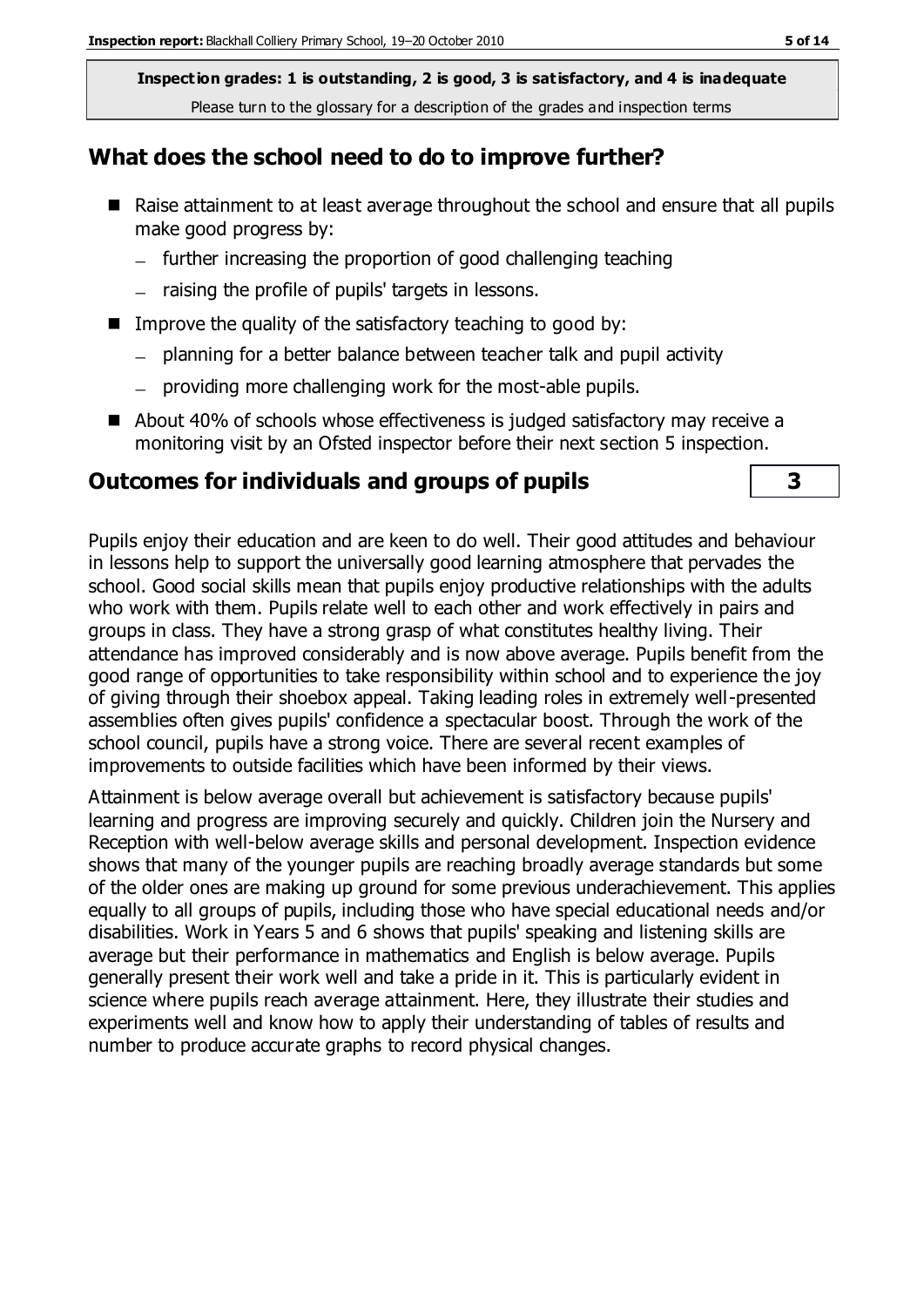**Inspection grades: 1 is outstanding, 2 is good, 3 is satisfactory, and 4 is inadequate**
Please turn to the glossary for a description of the grades and inspection terms

## What does the school need to do to improve further?

- Raise attainment to at least average throughout the school and ensure that all pupils make good progress by:
  - further increasing the proportion of good challenging teaching
  - raising the profile of pupils' targets in lessons.
- Improve the quality of the satisfactory teaching to good by:
  - planning for a better balance between teacher talk and pupil activity
  - providing more challenging work for the most-able pupils.
- About 40% of schools whose effectiveness is judged satisfactory may receive a monitoring visit by an Ofsted inspector before their next section 5 inspection.

## Outcomes for individuals and groups of pupils **3**

Pupils enjoy their education and are keen to do well. Their good attitudes and behaviour in lessons help to support the universally good learning atmosphere that pervades the school. Good social skills mean that pupils enjoy productive relationships with the adults who work with them. Pupils relate well to each other and work effectively in pairs and groups in class. They have a strong grasp of what constitutes healthy living. Their attendance has improved considerably and is now above average. Pupils benefit from the good range of opportunities to take responsibility within school and to experience the joy of giving through their shoebox appeal. Taking leading roles in extremely well-presented assemblies often gives pupils' confidence a spectacular boost. Through the work of the school council, pupils have a strong voice. There are several recent examples of improvements to outside facilities which have been informed by their views.

Attainment is below average overall but achievement is satisfactory because pupils' learning and progress are improving securely and quickly. Children join the Nursery and Reception with well-below average skills and personal development. Inspection evidence shows that many of the younger pupils are reaching broadly average standards but some of the older ones are making up ground for some previous underachievement. This applies equally to all groups of pupils, including those who have special educational needs and/or disabilities. Work in Years 5 and 6 shows that pupils' speaking and listening skills are average but their performance in mathematics and English is below average. Pupils generally present their work well and take a pride in it. This is particularly evident in science where pupils reach average attainment. Here, they illustrate their studies and experiments well and know how to apply their understanding of tables of results and number to produce accurate graphs to record physical changes.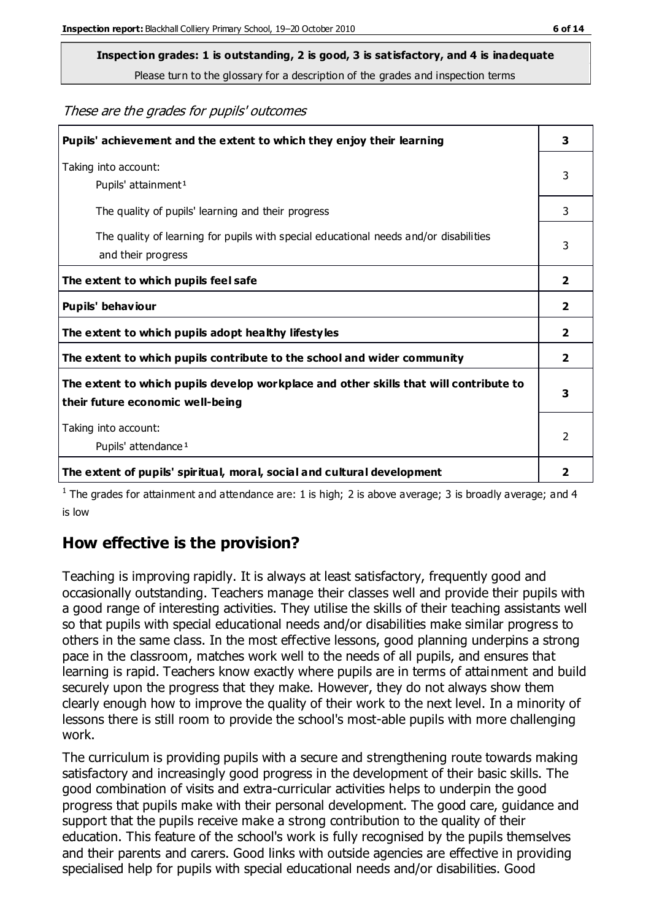**Inspection grades: 1 is outstanding, 2 is good, 3 is satisfactory, and 4 is inadequate**
Please turn to the glossary for a description of the grades and inspection terms

*These are the grades for pupils' outcomes*

| | |
|---|---|
| **Pupils' achievement and the extent to which they enjoy their learning** | **3** |
| Taking into account: Pupils' attainment[1] | 3 |
| The quality of pupils' learning and their progress | 3 |
| The quality of learning for pupils with special educational needs and/or disabilities and their progress | 3 |
| **The extent to which pupils feel safe** | **2** |
| **Pupils' behaviour** | **2** |
| **The extent to which pupils adopt healthy lifestyles** | **2** |
| **The extent to which pupils contribute to the school and wider community** | **2** |
| **The extent to which pupils develop workplace and other skills that will contribute to their future economic well-being** | **3** |
| Taking into account: Pupils' attendance[1] | 2 |
| **The extent of pupils' spiritual, moral, social and cultural development** | **2** |

[1] The grades for attainment and attendance are: 1 is high; 2 is above average; 3 is broadly average; and 4 is low

## How effective is the provision?

Teaching is improving rapidly. It is always at least satisfactory, frequently good and occasionally outstanding. Teachers manage their classes well and provide their pupils with a good range of interesting activities. They utilise the skills of their teaching assistants well so that pupils with special educational needs and/or disabilities make similar progress to others in the same class. In the most effective lessons, good planning underpins a strong pace in the classroom, matches work well to the needs of all pupils, and ensures that learning is rapid. Teachers know exactly where pupils are in terms of attainment and build securely upon the progress that they make. However, they do not always show them clearly enough how to improve the quality of their work to the next level. In a minority of lessons there is still room to provide the school's most-able pupils with more challenging work.

The curriculum is providing pupils with a secure and strengthening route towards making satisfactory and increasingly good progress in the development of their basic skills. The good combination of visits and extra-curricular activities helps to underpin the good progress that pupils make with their personal development. The good care, guidance and support that the pupils receive make a strong contribution to the quality of their education. This feature of the school's work is fully recognised by the pupils themselves and their parents and carers. Good links with outside agencies are effective in providing specialised help for pupils with special educational needs and/or disabilities. Good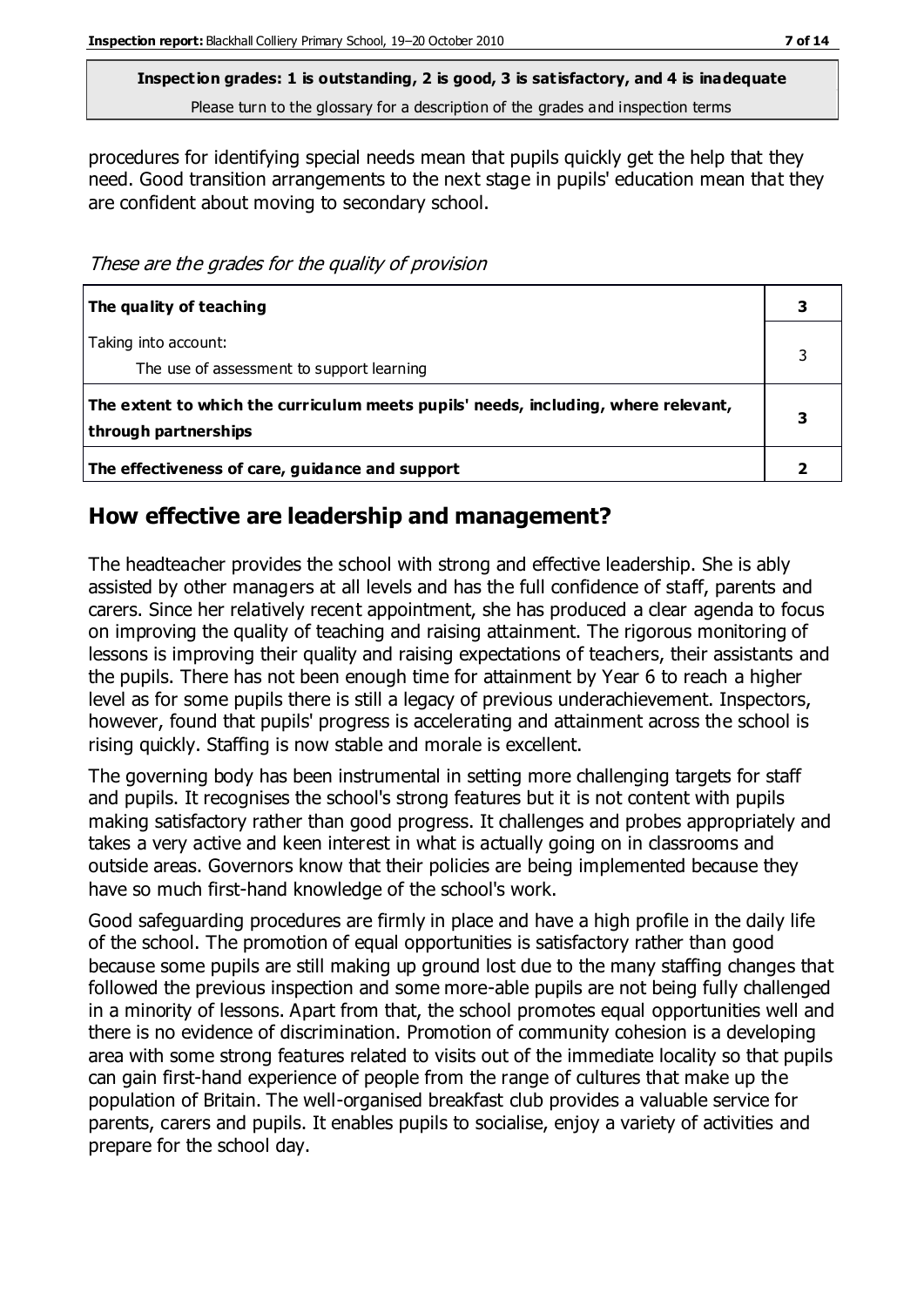procedures for identifying special needs mean that pupils quickly get the help that they need. Good transition arrangements to the next stage in pupils' education mean that they are confident about moving to secondary school.

*These are the grades for the quality of provision*

| | |
|---|---|
| **The quality of teaching** | **3** |
| Taking into account:<br>The use of assessment to support learning | 3 |
| **The extent to which the curriculum meets pupils' needs, including, where relevant, through partnerships** | **3** |
| **The effectiveness of care, guidance and support** | **2** |

## How effective are leadership and management?

The headteacher provides the school with strong and effective leadership. She is ably assisted by other managers at all levels and has the full confidence of staff, parents and carers. Since her relatively recent appointment, she has produced a clear agenda to focus on improving the quality of teaching and raising attainment. The rigorous monitoring of lessons is improving their quality and raising expectations of teachers, their assistants and the pupils. There has not been enough time for attainment by Year 6 to reach a higher level as for some pupils there is still a legacy of previous underachievement. Inspectors, however, found that pupils' progress is accelerating and attainment across the school is rising quickly. Staffing is now stable and morale is excellent.

The governing body has been instrumental in setting more challenging targets for staff and pupils. It recognises the school's strong features but it is not content with pupils making satisfactory rather than good progress. It challenges and probes appropriately and takes a very active and keen interest in what is actually going on in classrooms and outside areas. Governors know that their policies are being implemented because they have so much first-hand knowledge of the school's work.

Good safeguarding procedures are firmly in place and have a high profile in the daily life of the school. The promotion of equal opportunities is satisfactory rather than good because some pupils are still making up ground lost due to the many staffing changes that followed the previous inspection and some more-able pupils are not being fully challenged in a minority of lessons. Apart from that, the school promotes equal opportunities well and there is no evidence of discrimination. Promotion of community cohesion is a developing area with some strong features related to visits out of the immediate locality so that pupils can gain first-hand experience of people from the range of cultures that make up the population of Britain. The well-organised breakfast club provides a valuable service for parents, carers and pupils. It enables pupils to socialise, enjoy a variety of activities and prepare for the school day.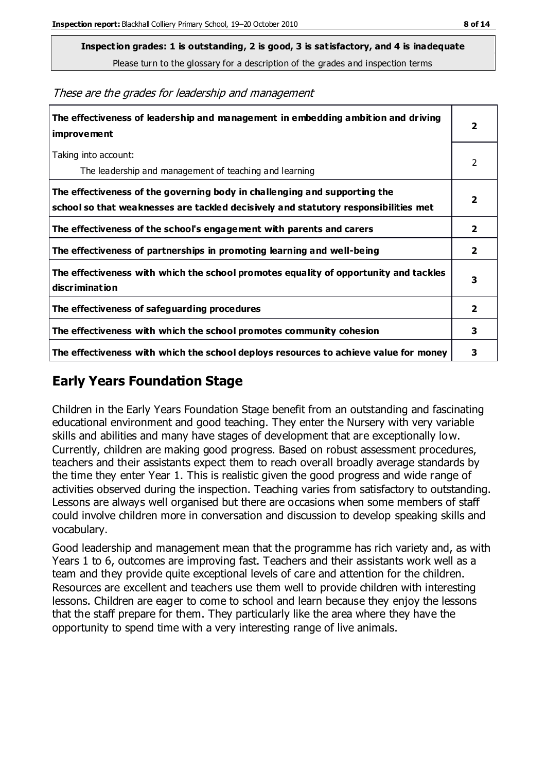**Inspection grades: 1 is outstanding, 2 is good, 3 is satisfactory, and 4 is inadequate**

Please turn to the glossary for a description of the grades and inspection terms

*These are the grades for leadership and management*

| | |
|---|---|
| **The effectiveness of leadership and management in embedding ambition and driving improvement** | **2** |
| Taking into account: <br> The leadership and management of teaching and learning | 2 |
| **The effectiveness of the governing body in challenging and supporting the school so that weaknesses are tackled decisively and statutory responsibilities met** | **2** |
| **The effectiveness of the school's engagement with parents and carers** | **2** |
| **The effectiveness of partnerships in promoting learning and well-being** | **2** |
| **The effectiveness with which the school promotes equality of opportunity and tackles discrimination** | **3** |
| **The effectiveness of safeguarding procedures** | **2** |
| **The effectiveness with which the school promotes community cohesion** | **3** |
| **The effectiveness with which the school deploys resources to achieve value for money** | **3** |

## Early Years Foundation Stage

Children in the Early Years Foundation Stage benefit from an outstanding and fascinating educational environment and good teaching. They enter the Nursery with very variable skills and abilities and many have stages of development that are exceptionally low. Currently, children are making good progress. Based on robust assessment procedures, teachers and their assistants expect them to reach overall broadly average standards by the time they enter Year 1. This is realistic given the good progress and wide range of activities observed during the inspection. Teaching varies from satisfactory to outstanding. Lessons are always well organised but there are occasions when some members of staff could involve children more in conversation and discussion to develop speaking skills and vocabulary.

Good leadership and management mean that the programme has rich variety and, as with Years 1 to 6, outcomes are improving fast. Teachers and their assistants work well as a team and they provide quite exceptional levels of care and attention for the children. Resources are excellent and teachers use them well to provide children with interesting lessons. Children are eager to come to school and learn because they enjoy the lessons that the staff prepare for them. They particularly like the area where they have the opportunity to spend time with a very interesting range of live animals.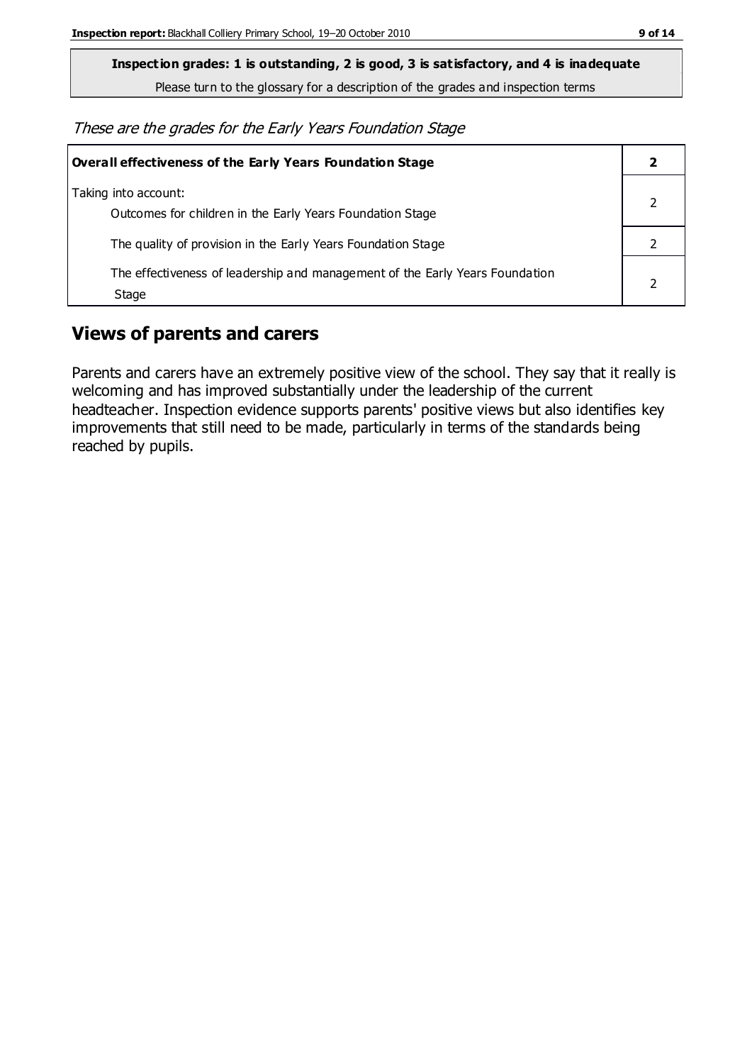**Inspection grades: 1 is outstanding, 2 is good, 3 is satisfactory, and 4 is inadequate**

Please turn to the glossary for a description of the grades and inspection terms

*These are the grades for the Early Years Foundation Stage*

| **Overall effectiveness of the Early Years Foundation Stage** | **2** |
|---|---|
| Taking into account:<br>Outcomes for children in the Early Years Foundation Stage | 2 |
| The quality of provision in the Early Years Foundation Stage | 2 |
| The effectiveness of leadership and management of the Early Years Foundation Stage | 2 |

## Views of parents and carers

Parents and carers have an extremely positive view of the school. They say that it really is welcoming and has improved substantially under the leadership of the current headteacher. Inspection evidence supports parents' positive views but also identifies key improvements that still need to be made, particularly in terms of the standards being reached by pupils.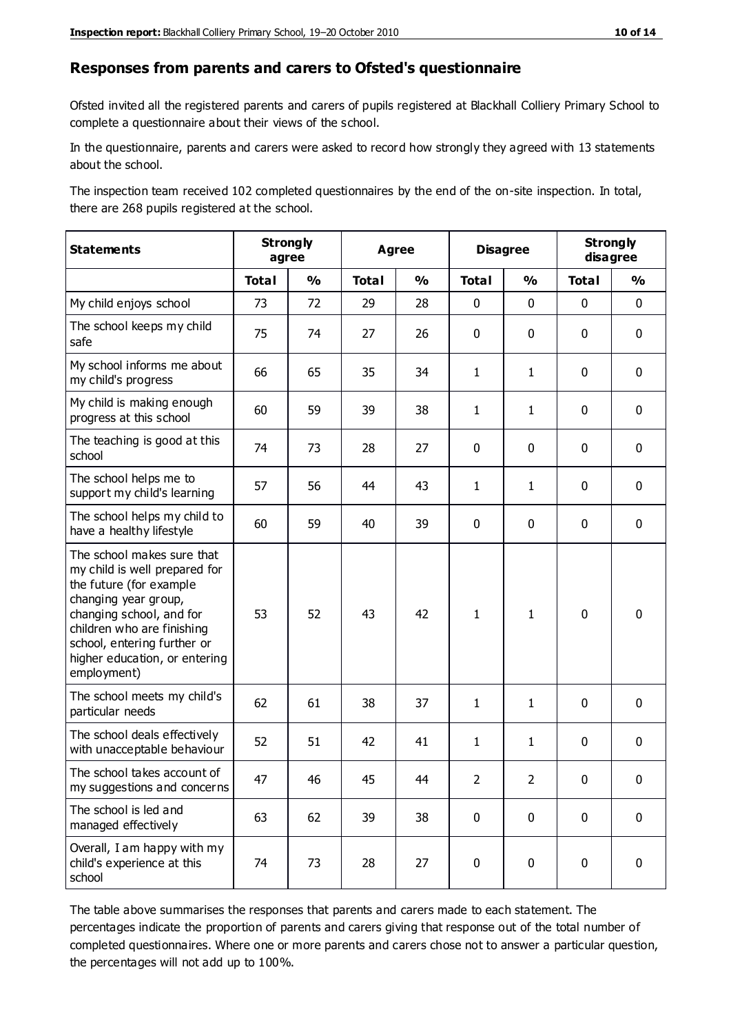## Responses from parents and carers to Ofsted's questionnaire

Ofsted invited all the registered parents and carers of pupils registered at Blackhall Colliery Primary School to complete a questionnaire about their views of the school.

In the questionnaire, parents and carers were asked to record how strongly they agreed with 13 statements about the school.

The inspection team received 102 completed questionnaires by the end of the on-site inspection. In total, there are 268 pupils registered at the school.

| Statements | Strongly agree | | Agree | | Disagree | | Strongly disagree | |
|---|---|---|---|---|---|---|---|---|
| | Total | % | Total | % | Total | % | Total | % |
| My child enjoys school | 73 | 72 | 29 | 28 | 0 | 0 | 0 | 0 |
| The school keeps my child safe | 75 | 74 | 27 | 26 | 0 | 0 | 0 | 0 |
| My school informs me about my child's progress | 66 | 65 | 35 | 34 | 1 | 1 | 0 | 0 |
| My child is making enough progress at this school | 60 | 59 | 39 | 38 | 1 | 1 | 0 | 0 |
| The teaching is good at this school | 74 | 73 | 28 | 27 | 0 | 0 | 0 | 0 |
| The school helps me to support my child's learning | 57 | 56 | 44 | 43 | 1 | 1 | 0 | 0 |
| The school helps my child to have a healthy lifestyle | 60 | 59 | 40 | 39 | 0 | 0 | 0 | 0 |
| The school makes sure that my child is well prepared for the future (for example changing year group, changing school, and for children who are finishing school, entering further or higher education, or entering employment) | 53 | 52 | 43 | 42 | 1 | 1 | 0 | 0 |
| The school meets my child's particular needs | 62 | 61 | 38 | 37 | 1 | 1 | 0 | 0 |
| The school deals effectively with unacceptable behaviour | 52 | 51 | 42 | 41 | 1 | 1 | 0 | 0 |
| The school takes account of my suggestions and concerns | 47 | 46 | 45 | 44 | 2 | 2 | 0 | 0 |
| The school is led and managed effectively | 63 | 62 | 39 | 38 | 0 | 0 | 0 | 0 |
| Overall, I am happy with my child's experience at this school | 74 | 73 | 28 | 27 | 0 | 0 | 0 | 0 |

The table above summarises the responses that parents and carers made to each statement. The percentages indicate the proportion of parents and carers giving that response out of the total number of completed questionnaires. Where one or more parents and carers chose not to answer a particular question, the percentages will not add up to 100%.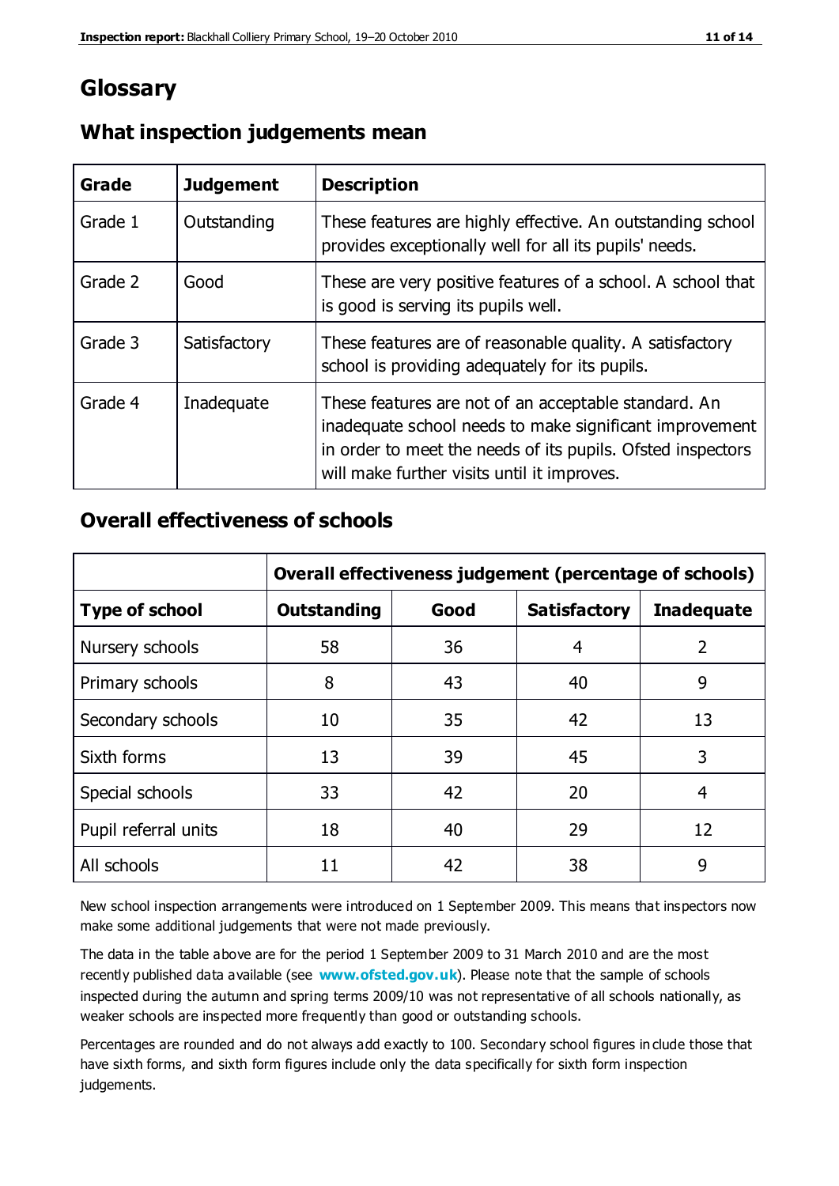# Glossary

## What inspection judgements mean

| Grade | Judgement | Description |
|---|---|---|
| Grade 1 | Outstanding | These features are highly effective. An outstanding school provides exceptionally well for all its pupils' needs. |
| Grade 2 | Good | These are very positive features of a school. A school that is good is serving its pupils well. |
| Grade 3 | Satisfactory | These features are of reasonable quality. A satisfactory school is providing adequately for its pupils. |
| Grade 4 | Inadequate | These features are not of an acceptable standard. An inadequate school needs to make significant improvement in order to meet the needs of its pupils. Ofsted inspectors will make further visits until it improves. |

## Overall effectiveness of schools

| | Overall effectiveness judgement (percentage of schools) | | | |
|---|---|---|---|---|
| **Type of school** | **Outstanding** | **Good** | **Satisfactory** | **Inadequate** |
| Nursery schools | 58 | 36 | 4 | 2 |
| Primary schools | 8 | 43 | 40 | 9 |
| Secondary schools | 10 | 35 | 42 | 13 |
| Sixth forms | 13 | 39 | 45 | 3 |
| Special schools | 33 | 42 | 20 | 4 |
| Pupil referral units | 18 | 40 | 29 | 12 |
| All schools | 11 | 42 | 38 | 9 |

New school inspection arrangements were introduced on 1 September 2009. This means that inspectors now make some additional judgements that were not made previously.

The data in the table above are for the period 1 September 2009 to 31 March 2010 and are the most recently published data available (see **www.ofsted.gov.uk**). Please note that the sample of schools inspected during the autumn and spring terms 2009/10 was not representative of all schools nationally, as weaker schools are inspected more frequently than good or outstanding schools.

Percentages are rounded and do not always add exactly to 100. Secondary school figures include those that have sixth forms, and sixth form figures include only the data specifically for sixth form inspection judgements.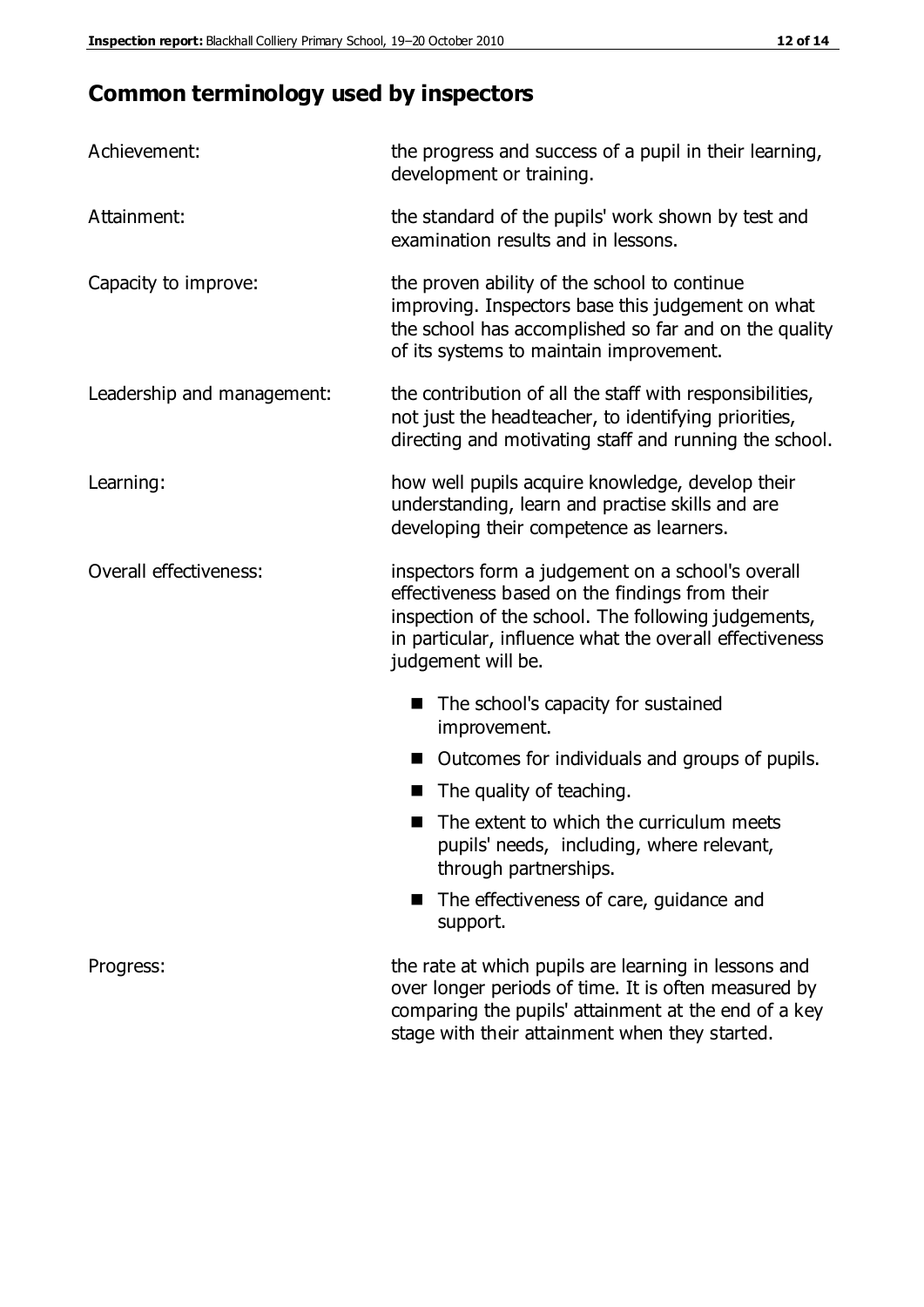## Common terminology used by inspectors

| | |
|---|---|
| Achievement: | the progress and success of a pupil in their learning, development or training. |
| Attainment: | the standard of the pupils' work shown by test and examination results and in lessons. |
| Capacity to improve: | the proven ability of the school to continue improving. Inspectors base this judgement on what the school has accomplished so far and on the quality of its systems to maintain improvement. |
| Leadership and management: | the contribution of all the staff with responsibilities, not just the headteacher, to identifying priorities, directing and motivating staff and running the school. |
| Learning: | how well pupils acquire knowledge, develop their understanding, learn and practise skills and are developing their competence as learners. |
| Overall effectiveness: | inspectors form a judgement on a school's overall effectiveness based on the findings from their inspection of the school. The following judgements, in particular, influence what the overall effectiveness judgement will be. |

- The school's capacity for sustained improvement.
- Outcomes for individuals and groups of pupils.
- The quality of teaching.
- The extent to which the curriculum meets pupils' needs, including, where relevant, through partnerships.
- The effectiveness of care, guidance and support.

| | |
|---|---|
| Progress: | the rate at which pupils are learning in lessons and over longer periods of time. It is often measured by comparing the pupils' attainment at the end of a key stage with their attainment when they started. |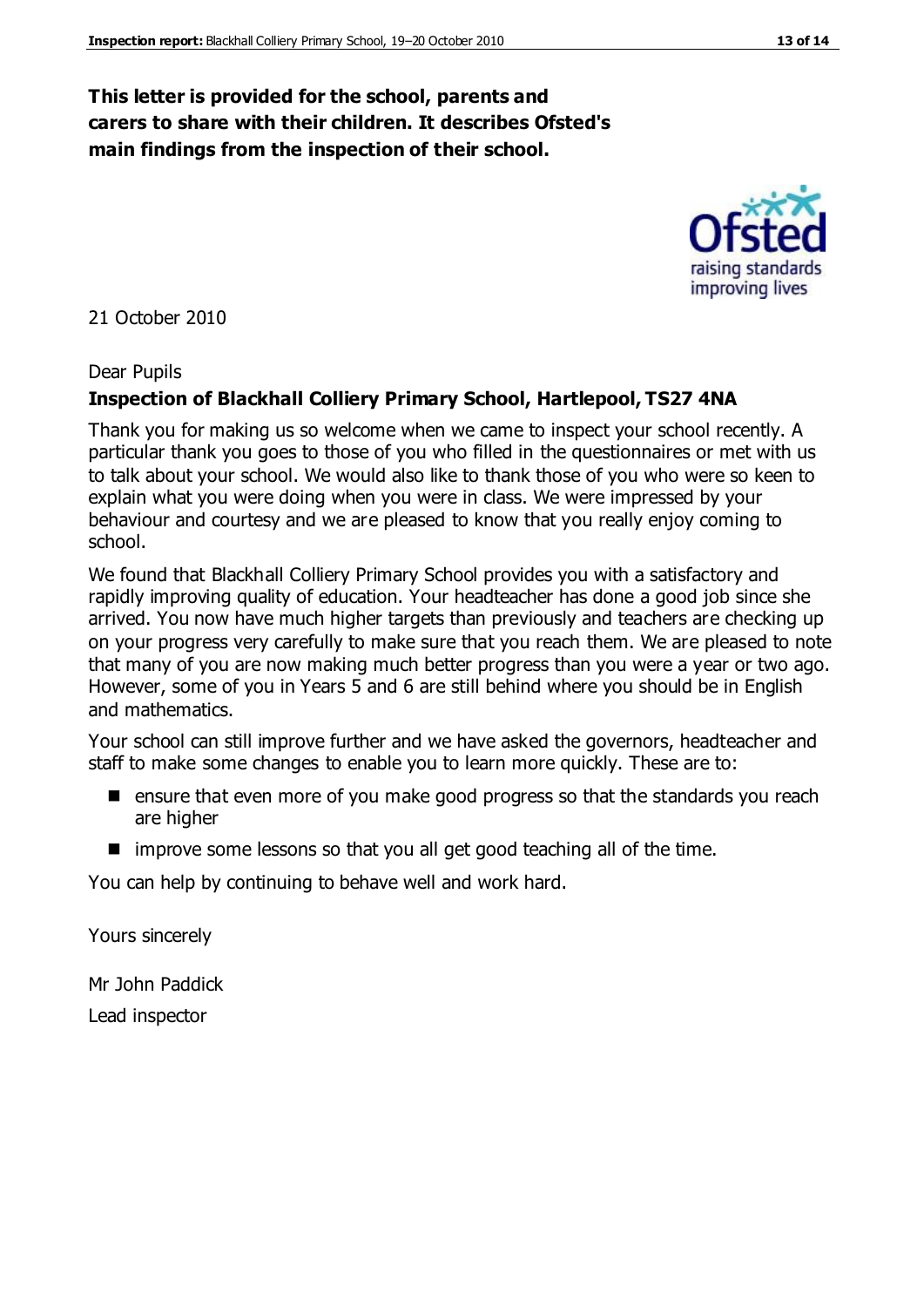**This letter is provided for the school, parents and carers to share with their children. It describes Ofsted's main findings from the inspection of their school.**

21 October 2010

Dear Pupils

**Inspection of Blackhall Colliery Primary School, Hartlepool, TS27 4NA**

Thank you for making us so welcome when we came to inspect your school recently. A particular thank you goes to those of you who filled in the questionnaires or met with us to talk about your school. We would also like to thank those of you who were so keen to explain what you were doing when you were in class. We were impressed by your behaviour and courtesy and we are pleased to know that you really enjoy coming to school.

We found that Blackhall Colliery Primary School provides you with a satisfactory and rapidly improving quality of education. Your headteacher has done a good job since she arrived. You now have much higher targets than previously and teachers are checking up on your progress very carefully to make sure that you reach them. We are pleased to note that many of you are now making much better progress than you were a year or two ago. However, some of you in Years 5 and 6 are still behind where you should be in English and mathematics.

Your school can still improve further and we have asked the governors, headteacher and staff to make some changes to enable you to learn more quickly. These are to:

- ensure that even more of you make good progress so that the standards you reach are higher
- improve some lessons so that you all get good teaching all of the time.

You can help by continuing to behave well and work hard.

Yours sincerely

Mr John Paddick

Lead inspector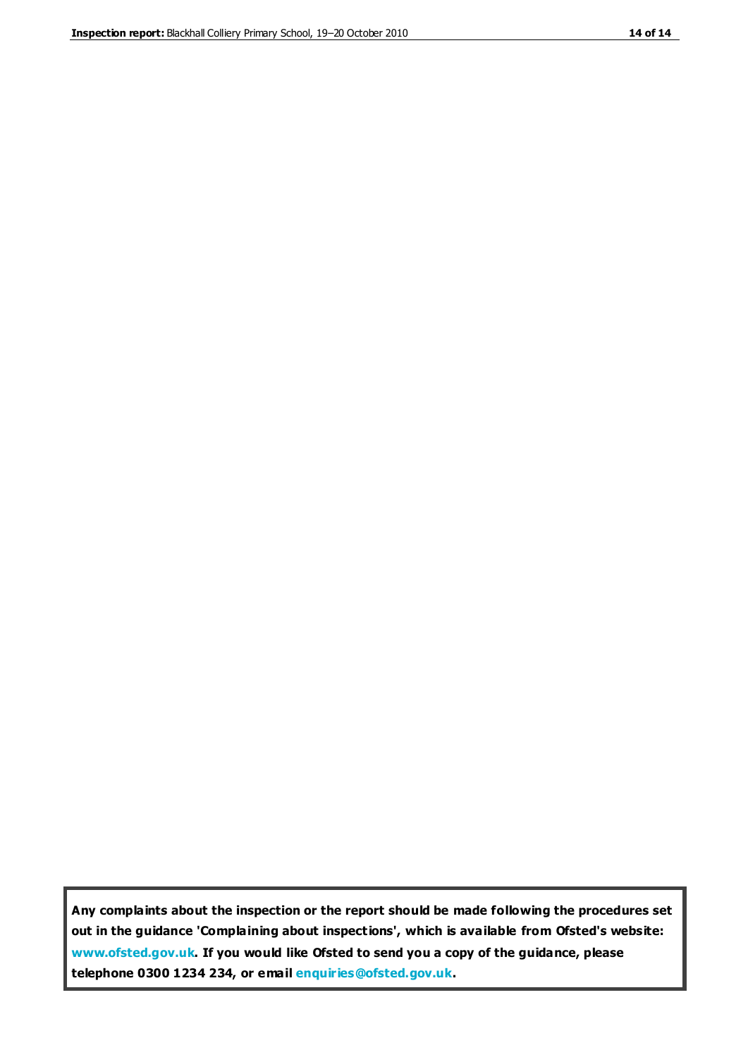**Any complaints about the inspection or the report should be made following the procedures set out in the guidance 'Complaining about inspections', which is available from Ofsted's website: www.ofsted.gov.uk. If you would like Ofsted to send you a copy of the guidance, please telephone 0300 1234 234, or email enquiries@ofsted.gov.uk.**